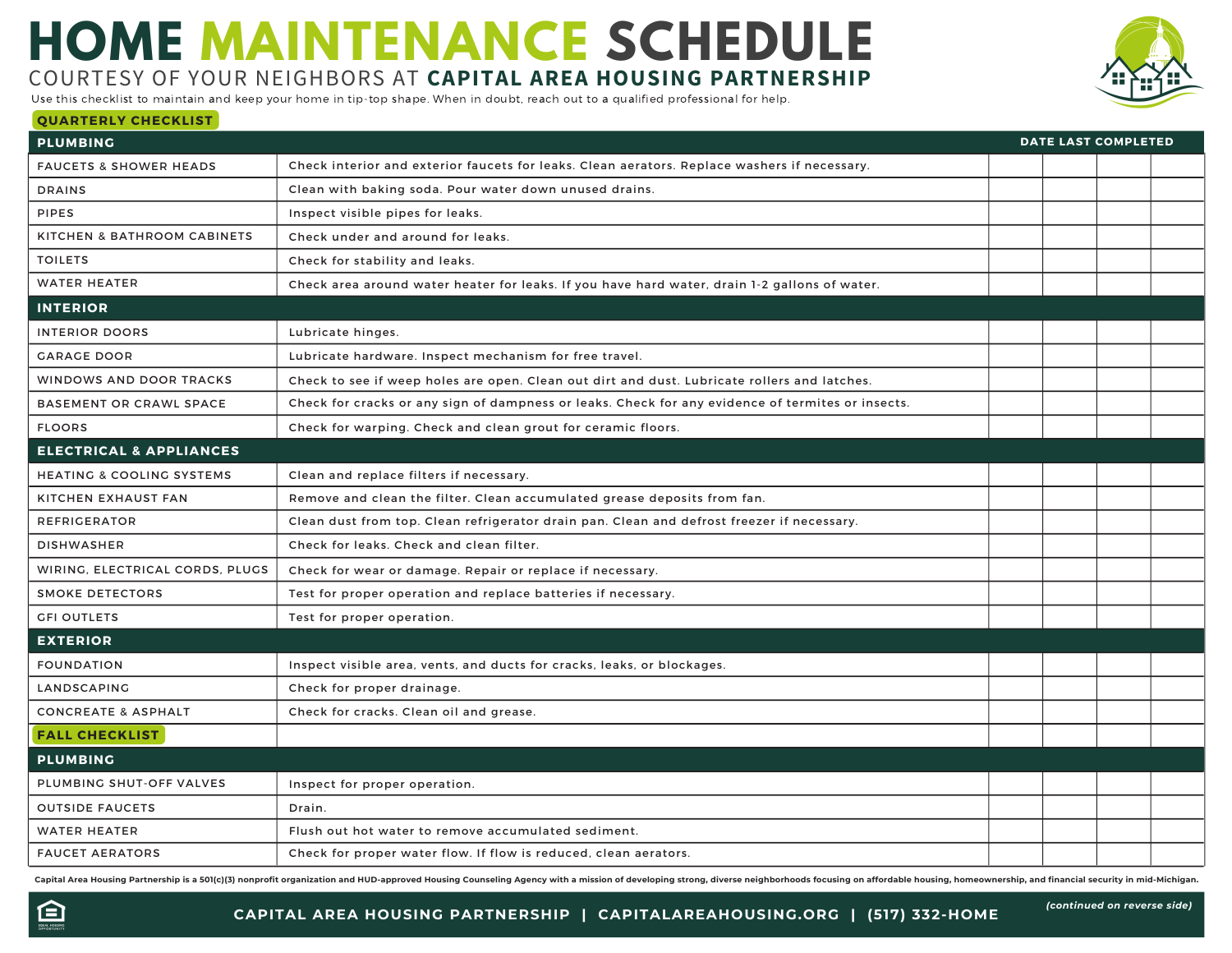# HOME MAINTENANCE SCHEDULE

COURTESY OF YOUR NEIGHBORS AT **CAPITAL AREA HOUSING PARTNERSHIP**

Use this checklist to maintain and keep your home in tip-top shape. When in doubt, reach out to a qualified professional for help.

## QUARTERLY CHECKLIST

| PLUMBING | | DATE LAST COMPLETED | | | |
|---|---|---|---|---|---|
| FAUCETS & SHOWER HEADS | Check interior and exterior faucets for leaks. Clean aerators. Replace washers if necessary. | | | | |
| DRAINS | Clean with baking soda. Pour water down unused drains. | | | | |
| PIPES | Inspect visible pipes for leaks. | | | | |
| KITCHEN & BATHROOM CABINETS | Check under and around for leaks. | | | | |
| TOILETS | Check for stability and leaks. | | | | |
| WATER HEATER | Check area around water heater for leaks. If you have hard water, drain 1-2 gallons of water. | | | | |
| **INTERIOR** | | | | | |
| INTERIOR DOORS | Lubricate hinges. | | | | |
| GARAGE DOOR | Lubricate hardware. Inspect mechanism for free travel. | | | | |
| WINDOWS AND DOOR TRACKS | Check to see if weep holes are open. Clean out dirt and dust. Lubricate rollers and latches. | | | | |
| BASEMENT OR CRAWL SPACE | Check for cracks or any sign of dampness or leaks. Check for any evidence of termites or insects. | | | | |
| FLOORS | Check for warping. Check and clean grout for ceramic floors. | | | | |
| **ELECTRICAL & APPLIANCES** | | | | | |
| HEATING & COOLING SYSTEMS | Clean and replace filters if necessary. | | | | |
| KITCHEN EXHAUST FAN | Remove and clean the filter. Clean accumulated grease deposits from fan. | | | | |
| REFRIGERATOR | Clean dust from top. Clean refrigerator drain pan. Clean and defrost freezer if necessary. | | | | |
| DISHWASHER | Check for leaks. Check and clean filter. | | | | |
| WIRING, ELECTRICAL CORDS, PLUGS | Check for wear or damage. Repair or replace if necessary. | | | | |
| SMOKE DETECTORS | Test for proper operation and replace batteries if necessary. | | | | |
| GFI OUTLETS | Test for proper operation. | | | | |
| **EXTERIOR** | | | | | |
| FOUNDATION | Inspect visible area, vents, and ducts for cracks, leaks, or blockages. | | | | |
| LANDSCAPING | Check for proper drainage. | | | | |
| CONCREATE & ASPHALT | Check for cracks. Clean oil and grease. | | | | |

## FALL CHECKLIST

| PLUMBING | | | | | |
|---|---|---|---|---|---|
| PLUMBING SHUT-OFF VALVES | Inspect for proper operation. | | | | |
| OUTSIDE FAUCETS | Drain. | | | | |
| WATER HEATER | Flush out hot water to remove accumulated sediment. | | | | |
| FAUCET AERATORS | Check for proper water flow. If flow is reduced, clean aerators. | | | | |

Capital Area Housing Partnership is a 501(c)(3) nonprofit organization and HUD-approved Housing Counseling Agency with a mission of developing strong, diverse neighborhoods focusing on affordable housing, homeownership, and financial security in mid-Michigan.

**CAPITAL AREA HOUSING PARTNERSHIP | CAPITALAREAHOUSING.ORG | (517) 332-HOME**

*(continued on reverse side)*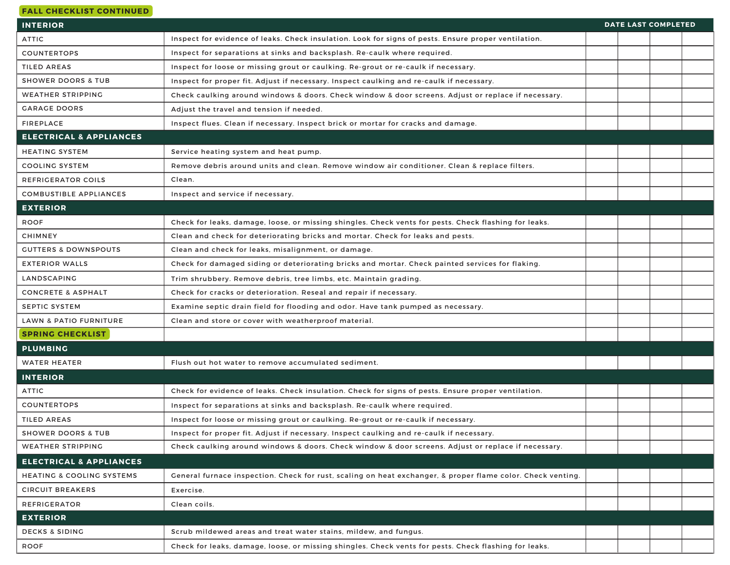FALL CHECKLIST CONTINUED

| INTERIOR | | DATE LAST COMPLETED | | | |
|---|---|---|---|---|---|
| ATTIC | Inspect for evidence of leaks. Check insulation. Look for signs of pests. Ensure proper ventilation. | | | | |
| COUNTERTOPS | Inspect for separations at sinks and backsplash. Re-caulk where required. | | | | |
| TILED AREAS | Inspect for loose or missing grout or caulking. Re-grout or re-caulk if necessary. | | | | |
| SHOWER DOORS & TUB | Inspect for proper fit. Adjust if necessary. Inspect caulking and re-caulk if necessary. | | | | |
| WEATHER STRIPPING | Check caulking around windows & doors. Check window & door screens. Adjust or replace if necessary. | | | | |
| GARAGE DOORS | Adjust the travel and tension if needed. | | | | |
| FIREPLACE | Inspect flues. Clean if necessary. Inspect brick or mortar for cracks and damage. | | | | |
| **ELECTRICAL & APPLIANCES** | | | | | |
| HEATING SYSTEM | Service heating system and heat pump. | | | | |
| COOLING SYSTEM | Remove debris around units and clean. Remove window air conditioner. Clean & replace filters. | | | | |
| REFRIGERATOR COILS | Clean. | | | | |
| COMBUSTIBLE APPLIANCES | Inspect and service if necessary. | | | | |
| **EXTERIOR** | | | | | |
| ROOF | Check for leaks, damage, loose, or missing shingles. Check vents for pests. Check flashing for leaks. | | | | |
| CHIMNEY | Clean and check for deteriorating bricks and mortar. Check for leaks and pests. | | | | |
| GUTTERS & DOWNSPOUTS | Clean and check for leaks, misalignment, or damage. | | | | |
| EXTERIOR WALLS | Check for damaged siding or deteriorating bricks and mortar. Check painted services for flaking. | | | | |
| LANDSCAPING | Trim shrubbery. Remove debris, tree limbs, etc. Maintain grading. | | | | |
| CONCRETE & ASPHALT | Check for cracks or deterioration. Reseal and repair if necessary. | | | | |
| SEPTIC SYSTEM | Examine septic drain field for flooding and odor. Have tank pumped as necessary. | | | | |
| LAWN & PATIO FURNITURE | Clean and store or cover with weatherproof material. | | | | |

SPRING CHECKLIST

| PLUMBING | | | | | |
|---|---|---|---|---|---|
| WATER HEATER | Flush out hot water to remove accumulated sediment. | | | | |
| **INTERIOR** | | | | | |
| ATTIC | Check for evidence of leaks. Check insulation. Check for signs of pests. Ensure proper ventilation. | | | | |
| COUNTERTOPS | Inspect for separations at sinks and backsplash. Re-caulk where required. | | | | |
| TILED AREAS | Inspect for loose or missing grout or caulking. Re-grout or re-caulk if necessary. | | | | |
| SHOWER DOORS & TUB | Inspect for proper fit. Adjust if necessary. Inspect caulking and re-caulk if necessary. | | | | |
| WEATHER STRIPPING | Check caulking around windows & doors. Check window & door screens. Adjust or replace if necessary. | | | | |
| **ELECTRICAL & APPLIANCES** | | | | | |
| HEATING & COOLING SYSTEMS | General furnace inspection. Check for rust, scaling on heat exchanger, & proper flame color. Check venting. | | | | |
| CIRCUIT BREAKERS | Exercise. | | | | |
| REFRIGERATOR | Clean coils. | | | | |
| **EXTERIOR** | | | | | |
| DECKS & SIDING | Scrub mildewed areas and treat water stains, mildew, and fungus. | | | | |
| ROOF | Check for leaks, damage, loose, or missing shingles. Check vents for pests. Check flashing for leaks. | | | | |